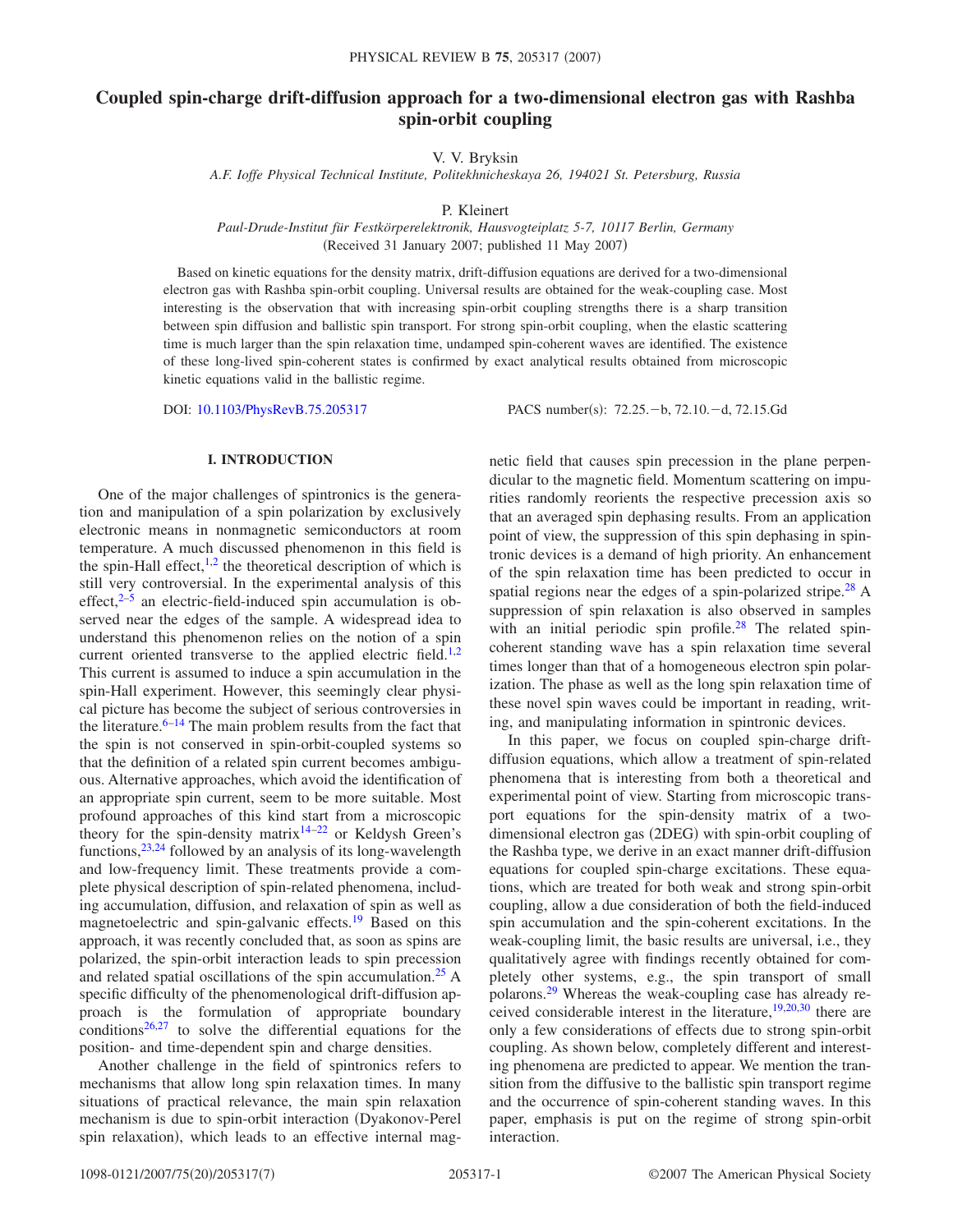# Coupled spin-charge drift-diffusion approach for a two-dimensional electron gas with Rashba spin-orbit coupling

V. V. Bryksin

*A.F. Ioffe Physical Technical Institute, Politekhnicheskaya 26, 194021 St. Petersburg, Russia*

P. Kleinert

*Paul-Drude-Institut für Festkörperelektronik, Hausvogteiplatz 5-7, 10117 Berlin, Germany*

(Received 31 January 2007; published 11 May 2007)

Based on kinetic equations for the density matrix, drift-diffusion equations are derived for a two-dimensional electron gas with Rashba spin-orbit coupling. Universal results are obtained for the weak-coupling case. Most interesting is the observation that with increasing spin-orbit coupling strengths there is a sharp transition between spin diffusion and ballistic spin transport. For strong spin-orbit coupling, when the elastic scattering time is much larger than the spin relaxation time, undamped spin-coherent waves are identified. The existence of these long-lived spin-coherent states is confirmed by exact analytical results obtained from microscopic kinetic equations valid in the ballistic regime.

DOI: 10.1103/PhysRevB.75.205317 PACS number(s): 72.25.−b, 72.10.−d, 72.15.Gd

## I. INTRODUCTION

One of the major challenges of spintronics is the generation and manipulation of a spin polarization by exclusively electronic means in nonmagnetic semiconductors at room temperature. A much discussed phenomenon in this field is the spin-Hall effect,[1,2] the theoretical description of which is still very controversial. In the experimental analysis of this effect,[2–5] an electric-field-induced spin accumulation is observed near the edges of the sample. A widespread idea to understand this phenomenon relies on the notion of a spin current oriented transverse to the applied electric field.[1,2] This current is assumed to induce a spin accumulation in the spin-Hall experiment. However, this seemingly clear physical picture has become the subject of serious controversies in the literature.[6–14] The main problem results from the fact that the spin is not conserved in spin-orbit-coupled systems so that the definition of a related spin current becomes ambiguous. Alternative approaches, which avoid the identification of an appropriate spin current, seem to be more suitable. Most profound approaches of this kind start from a microscopic theory for the spin-density matrix[14–22] or Keldysh Green's functions,[23,24] followed by an analysis of its long-wavelength and low-frequency limit. These treatments provide a complete physical description of spin-related phenomena, including accumulation, diffusion, and relaxation of spin as well as magnetoelectric and spin-galvanic effects.[19] Based on this approach, it was recently concluded that, as soon as spins are polarized, the spin-orbit interaction leads to spin precession and related spatial oscillations of the spin accumulation.[25] A specific difficulty of the phenomenological drift-diffusion approach is the formulation of appropriate boundary conditions[26,27] to solve the differential equations for the position- and time-dependent spin and charge densities.

Another challenge in the field of spintronics refers to mechanisms that allow long spin relaxation times. In many situations of practical relevance, the main spin relaxation mechanism is due to spin-orbit interaction (Dyakonov-Perel spin relaxation), which leads to an effective internal magnetic field that causes spin precession in the plane perpendicular to the magnetic field. Momentum scattering on impurities randomly reorients the respective precession axis so that an averaged spin dephasing results. From an application point of view, the suppression of this spin dephasing in spintronic devices is a demand of high priority. An enhancement of the spin relaxation time has been predicted to occur in spatial regions near the edges of a spin-polarized stripe.[28] A suppression of spin relaxation is also observed in samples with an initial periodic spin profile.[28] The related spin-coherent standing wave has a spin relaxation time several times longer than that of a homogeneous electron spin polarization. The phase as well as the long spin relaxation time of these novel spin waves could be important in reading, writing, and manipulating information in spintronic devices.

In this paper, we focus on coupled spin-charge drift-diffusion equations, which allow a treatment of spin-related phenomena that is interesting from both a theoretical and experimental point of view. Starting from microscopic transport equations for the spin-density matrix of a two-dimensional electron gas (2DEG) with spin-orbit coupling of the Rashba type, we derive in an exact manner drift-diffusion equations for coupled spin-charge excitations. These equations, which are treated for both weak and strong spin-orbit coupling, allow a due consideration of both the field-induced spin accumulation and the spin-coherent excitations. In the weak-coupling limit, the basic results are universal, i.e., they qualitatively agree with findings recently obtained for completely other systems, e.g., the spin transport of small polarons.[29] Whereas the weak-coupling case has already received considerable interest in the literature,[19,20,30] there are only a few considerations of effects due to strong spin-orbit coupling. As shown below, completely different and interesting phenomena are predicted to appear. We mention the transition from the diffusive to the ballistic spin transport regime and the occurrence of spin-coherent standing waves. In this paper, emphasis is put on the regime of strong spin-orbit interaction.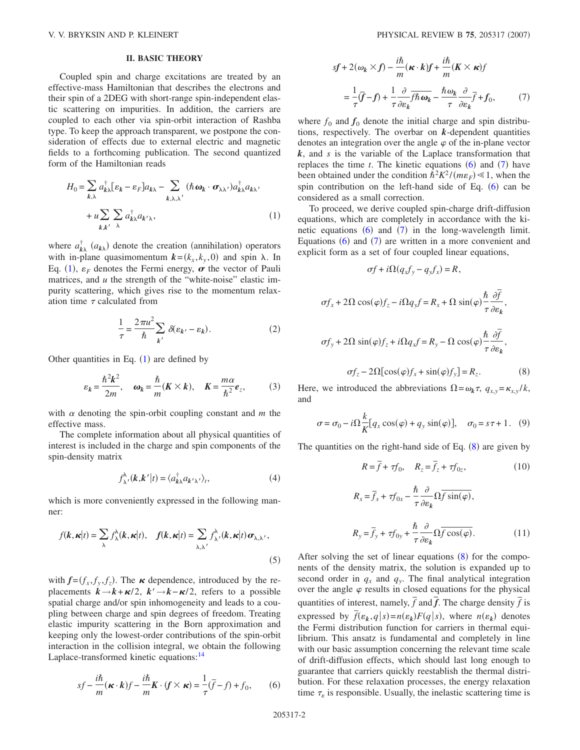## II. BASIC THEORY

Coupled spin and charge excitations are treated by an effective-mass Hamiltonian that describes the electrons and their spin of a 2DEG with short-range spin-independent elastic scattering on impurities. In addition, the carriers are coupled to each other via spin-orbit interaction of Rashba type. To keep the approach transparent, we postpone the consideration of effects due to external electric and magnetic fields to a forthcoming publication. The second quantized form of the Hamiltonian reads

$$H_0 = \sum_{\boldsymbol{k},\lambda} a^{\dagger}_{\boldsymbol{k}\lambda}[\varepsilon_{\boldsymbol{k}} - \varepsilon_F] a_{\boldsymbol{k}\lambda} - \sum_{\boldsymbol{k},\lambda,\lambda'} (\hbar \boldsymbol{\omega}_{\boldsymbol{k}} \cdot \boldsymbol{\sigma}_{\lambda\lambda'}) a^{\dagger}_{\boldsymbol{k}\lambda} a_{\boldsymbol{k}\lambda'} + u \sum_{\boldsymbol{k},\boldsymbol{k}'} \sum_{\lambda} a^{\dagger}_{\boldsymbol{k}\lambda} a_{\boldsymbol{k}'\lambda}, \tag{1}$$

where $a^{\dagger}_{\boldsymbol{k}\lambda}$ ($a_{\boldsymbol{k}\lambda}$) denote the creation (annihilation) operators with in-plane quasimomentum $\boldsymbol{k}=(k_x,k_y,0)$ and spin $\lambda$. In Eq. (1), $\varepsilon_F$ denotes the Fermi energy, $\boldsymbol{\sigma}$ the vector of Pauli matrices, and $u$ the strength of the "white-noise" elastic impurity scattering, which gives rise to the momentum relaxation time $\tau$ calculated from

$$\frac{1}{\tau} = \frac{2\pi u^2}{\hbar} \sum_{\boldsymbol{k}'} \delta(\varepsilon_{\boldsymbol{k}'} - \varepsilon_{\boldsymbol{k}}). \tag{2}$$

Other quantities in Eq. (1) are defined by

$$\varepsilon_{\boldsymbol{k}} = \frac{\hbar^2 \boldsymbol{k}^2}{2m}, \quad \boldsymbol{\omega}_{\boldsymbol{k}} = \frac{\hbar}{m}(\boldsymbol{K} \times \boldsymbol{k}), \quad \boldsymbol{K} = \frac{m\alpha}{\hbar^2}\boldsymbol{e}_z, \tag{3}$$

with $\alpha$ denoting the spin-orbit coupling constant and $m$ the effective mass.

The complete information about all physical quantities of interest is included in the charge and spin components of the spin-density matrix

$$f^{\lambda}_{\lambda'}(\boldsymbol{k},\boldsymbol{k}'|t) = \langle a^{\dagger}_{\boldsymbol{k}\lambda} a_{\boldsymbol{k}'\lambda'} \rangle_t, \tag{4}$$

which is more conveniently expressed in the following manner:

$$f(\boldsymbol{k},\boldsymbol{\kappa}|t) = \sum_{\lambda} f^{\lambda}_{\lambda}(\boldsymbol{k},\boldsymbol{\kappa}|t), \quad \boldsymbol{f}(\boldsymbol{k},\boldsymbol{\kappa}|t) = \sum_{\lambda,\lambda'} f^{\lambda}_{\lambda'}(\boldsymbol{k},\boldsymbol{\kappa}|t)\boldsymbol{\sigma}_{\lambda,\lambda'}, \tag{5}$$

with $\boldsymbol{f}=(f_x,f_y,f_z)$. The $\boldsymbol{\kappa}$ dependence, introduced by the replacements $\boldsymbol{k} \to \boldsymbol{k}+\boldsymbol{\kappa}/2$, $\boldsymbol{k}' \to \boldsymbol{k}-\boldsymbol{\kappa}/2$, refers to a possible spatial charge and/or spin inhomogeneity and leads to a coupling between charge and spin degrees of freedom. Treating elastic impurity scattering in the Born approximation and keeping only the lowest-order contributions of the spin-orbit interaction in the collision integral, we obtain the following Laplace-transformed kinetic equations:[14]

$$sf - \frac{i\hbar}{m}(\boldsymbol{\kappa}\cdot\boldsymbol{k})f - \frac{i\hbar}{m}\boldsymbol{K}\cdot(\boldsymbol{f}\times\boldsymbol{\kappa}) = \frac{1}{\tau}(\overline{f} - f) + f_0, \tag{6}$$

$$s\boldsymbol{f} + 2(\boldsymbol{\omega}_{\boldsymbol{k}} \times \boldsymbol{f}) - \frac{i\hbar}{m}(\boldsymbol{\kappa}\cdot\boldsymbol{k})\boldsymbol{f} + \frac{i\hbar}{m}(\boldsymbol{K}\times\boldsymbol{\kappa})f = \frac{1}{\tau}(\overline{\boldsymbol{f}} - \boldsymbol{f}) + \frac{1}{\tau}\frac{\partial}{\partial \varepsilon_{\boldsymbol{k}}}\overline{f\hbar\boldsymbol{\omega}_{\boldsymbol{k}}} - \frac{\hbar\boldsymbol{\omega}_{\boldsymbol{k}}}{\tau}\frac{\partial}{\partial \varepsilon_{\boldsymbol{k}}}\overline{f} + \boldsymbol{f}_0, \tag{7}$$

where $f_0$ and $\boldsymbol{f}_0$ denote the initial charge and spin distributions, respectively. The overbar on $\boldsymbol{k}$-dependent quantities denotes an integration over the angle $\varphi$ of the in-plane vector $\boldsymbol{k}$, and $s$ is the variable of the Laplace transformation that replaces the time $t$. The kinetic equations (6) and (7) have been obtained under the condition $\hbar^2K^2/(m\varepsilon_F) \ll 1$, when the spin contribution on the left-hand side of Eq. (6) can be considered as a small correction.

To proceed, we derive coupled spin-charge drift-diffusion equations, which are completely in accordance with the kinetic equations (6) and (7) in the long-wavelength limit. Equations (6) and (7) are written in a more convenient and explicit form as a set of four coupled linear equations,

$$\sigma f + i\Omega(q_x f_y - q_y f_x) = R,$$

$$\sigma f_x + 2\Omega\cos(\varphi) f_z - i\Omega q_y f = R_x + \Omega\sin(\varphi)\frac{\hbar}{\tau}\frac{\partial \overline{f}}{\partial \varepsilon_{\boldsymbol{k}}},$$

$$\sigma f_y + 2\Omega\sin(\varphi) f_z + i\Omega q_x f = R_y - \Omega\cos(\varphi)\frac{\hbar}{\tau}\frac{\partial \overline{f}}{\partial \varepsilon_{\boldsymbol{k}}},$$

$$\sigma f_z - 2\Omega[\cos(\varphi) f_x + \sin(\varphi) f_y] = R_z. \tag{8}$$

Here, we introduced the abbreviations $\Omega = \omega_{\boldsymbol{k}}\tau$, $q_{x,y} = \kappa_{x,y}/k$, and

$$\sigma = \sigma_0 - i\Omega\frac{k}{K}[q_x\cos(\varphi) + q_y\sin(\varphi)], \quad \sigma_0 = s\tau + 1. \tag{9}$$

The quantities on the right-hand side of Eq. (8) are given by

$$R = \overline{f} + \tau f_0, \quad R_z = \overline{f}_z + \tau f_{0z}, \tag{10}$$

$$R_x = \overline{f}_x + \tau f_{0x} - \frac{\hbar}{\tau}\frac{\partial}{\partial \varepsilon_{\boldsymbol{k}}}\Omega\overline{f\sin(\varphi)},$$

$$R_y = \overline{f}_y + \tau f_{0y} + \frac{\hbar}{\tau}\frac{\partial}{\partial \varepsilon_{\boldsymbol{k}}}\Omega\overline{f\cos(\varphi)}. \tag{11}$$

After solving the set of linear equations (8) for the components of the density matrix, the solution is expanded up to second order in $q_x$ and $q_y$. The final analytical integration over the angle $\varphi$ results in closed equations for the physical quantities of interest, namely, $\overline{f}$ and $\overline{\boldsymbol{f}}$. The charge density $\overline{f}$ is expressed by $\overline{f}(\varepsilon_{\boldsymbol{k}},q|s) = n(\varepsilon_{\boldsymbol{k}})F(q|s)$, where $n(\varepsilon_{\boldsymbol{k}})$ denotes the Fermi distribution function for carriers in thermal equilibrium. This ansatz is fundamental and completely in line with our basic assumption concerning the relevant time scale of drift-diffusion effects, which should last long enough to guarantee that carriers quickly reestablish the thermal distribution. For these relaxation processes, the energy relaxation time $\tau_\varepsilon$ is responsible. Usually, the inelastic scattering time is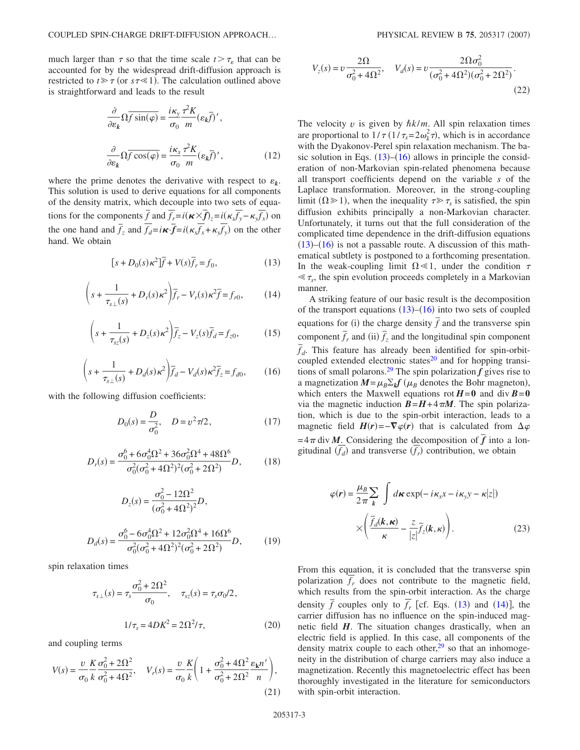much larger than $\tau$ so that the time scale $t > \tau_\varepsilon$ that can be accounted for by the widespread drift-diffusion approach is restricted to $t \gg \tau$ (or $s\tau \ll 1$). The calculation outlined above is straightforward and leads to the result

$$\frac{\partial}{\partial \varepsilon_{\boldsymbol{k}}} \overline{\Omega f \sin(\varphi)} = \frac{i\kappa_y}{\sigma_0} \frac{\tau^2 K}{m} (\varepsilon_{\boldsymbol{k}} \overline{f})',$$

$$\frac{\partial}{\partial \varepsilon_{\boldsymbol{k}}} \overline{\Omega f \cos(\varphi)} = \frac{i\kappa_x}{\sigma_0} \frac{\tau^2 K}{m} (\varepsilon_{\boldsymbol{k}} \overline{f})', \tag{12}$$

where the prime denotes the derivative with respect to $\varepsilon_{\boldsymbol{k}}$. This solution is used to derive equations for all components of the density matrix, which decouple into two sets of equations for the components $\overline{f}$ and $\overline{f_r} = i(\boldsymbol{\kappa} \times \overline{\boldsymbol{f}})_z = i(\kappa_x \overline{f_y} - \kappa_y \overline{f_x})$ on the one hand and $\overline{f_z}$ and $\overline{f_d} = i\boldsymbol{\kappa} \cdot \overline{\boldsymbol{f}} = i(\kappa_x \overline{f_x} + \kappa_y \overline{f_y})$ on the other hand. We obtain

$$[s + D_0(s)\kappa^2]\overline{f} + V(s)\overline{f}_r = f_0, \tag{13}$$

$$\left(s + \frac{1}{\tau_{s\perp}(s)} + D_r(s)\kappa^2\right)\overline{f}_r - V_r(s)\kappa^2 \overline{f} = f_{r0}, \tag{14}$$

$$\left(s + \frac{1}{\tau_{sz}(s)} + D_z(s)\kappa^2\right)\overline{f}_z - V_z(s)\overline{f}_d = f_{z0}, \tag{15}$$

$$\left(s + \frac{1}{\tau_{s\perp}(s)} + D_d(s)\kappa^2\right)\overline{f}_d - V_d(s)\kappa^2 \overline{f}_z = f_{d0}, \tag{16}$$

with the following diffusion coefficients:

$$D_0(s) = \frac{D}{\sigma_0^2}, \quad D = v^2\tau/2, \tag{17}$$

$$D_r(s) = \frac{\sigma_0^6 + 6\sigma_0^4\Omega^2 + 36\sigma_0^2\Omega^4 + 48\Omega^6}{\sigma_0^2(\sigma_0^2 + 4\Omega^2)^2(\sigma_0^2 + 2\Omega^2)} D, \tag{18}$$

$$D_z(s) = \frac{\sigma_0^2 - 12\Omega^2}{(\sigma_0^2 + 4\Omega^2)^2} D,$$

$$D_d(s) = \frac{\sigma_0^6 - 6\sigma_0^4\Omega^2 + 12\sigma_0^2\Omega^4 + 16\Omega^6}{\sigma_0^2(\sigma_0^2 + 4\Omega^2)^2(\sigma_0^2 + 2\Omega^2)} D, \tag{19}$$

spin relaxation times

$$\tau_{s\perp}(s) = \tau_s \frac{\sigma_0^2 + 2\Omega^2}{\sigma_0}, \quad \tau_{sz}(s) = \tau_s \sigma_0/2,$$

$$1/\tau_s = 4DK^2 = 2\Omega^2/\tau, \tag{20}$$

and coupling terms

$$V(s) = \frac{v}{\sigma_0} \frac{K}{k} \frac{\sigma_0^2 + 2\Omega^2}{\sigma_0^2 + 4\Omega^2}, \quad V_r(s) = \frac{v}{\sigma_0} \frac{K}{k}\left(1 + \frac{\sigma_0^2 + 4\Omega^2}{\sigma_0^2 + 2\Omega^2} \frac{\varepsilon_{\boldsymbol{k}} n'}{n}\right), \tag{21}$$

$$V_z(s) = v\frac{2\Omega}{\sigma_0^2 + 4\Omega^2}, \quad V_d(s) = v\frac{2\Omega\sigma_0^2}{(\sigma_0^2 + 4\Omega^2)(\sigma_0^2 + 2\Omega^2)}. \tag{22}$$

The velocity $v$ is given by $\hbar k/m$. All spin relaxation times are proportional to $1/\tau$ ($1/\tau_s = 2\omega_k^2 \tau$), which is in accordance with the Dyakonov-Perel spin relaxation mechanism. The basic solution in Eqs. (13)–(16) allows in principle the consideration of non-Markovian spin-related phenomena because all transport coefficients depend on the variable $s$ of the Laplace transformation. Moreover, in the strong-coupling limit ($\Omega \gg 1$), when the inequality $\tau \gg \tau_s$ is satisfied, the spin diffusion exhibits principally a non-Markovian character. Unfortunately, it turns out that the full consideration of the complicated time dependence in the drift-diffusion equations (13)–(16) is not a passable route. A discussion of this mathematical subtlety is postponed to a forthcoming presentation. In the weak-coupling limit $\Omega \ll 1$, under the condition $\tau \ll \tau_s$, the spin evolution proceeds completely in a Markovian manner.

A striking feature of our basic result is the decomposition of the transport equations (13)–(16) into two sets of coupled equations for (i) the charge density $\overline{f}$ and the transverse spin component $\overline{f}_r$ and (ii) $\overline{f}_z$ and the longitudinal spin component $\overline{f}_d$. This feature has already been identified for spin-orbit-coupled extended electronic states[20] and for hopping transitions of small polarons.[29] The spin polarization $\boldsymbol{f}$ gives rise to a magnetization $\boldsymbol{M} = \mu_B \Sigma_{\boldsymbol{k}} \boldsymbol{f}$ ($\mu_B$ denotes the Bohr magneton), which enters the Maxwell equations rot $\boldsymbol{H} = \boldsymbol{0}$ and div $\boldsymbol{B} = \boldsymbol{0}$ via the magnetic induction $\boldsymbol{B} = \boldsymbol{H} + 4\pi \boldsymbol{M}$. The spin polarization, which is due to the spin-orbit interaction, leads to a magnetic field $\boldsymbol{H}(\boldsymbol{r}) = -\boldsymbol{\nabla}\varphi(\boldsymbol{r})$ that is calculated from $\Delta\varphi = 4\pi \,\mathrm{div}\, \boldsymbol{M}$. Considering the decomposition of $\overline{\boldsymbol{f}}$ into a longitudinal ($\overline{f_d}$) and transverse ($\overline{f_r}$) contribution, we obtain

$$\varphi(\boldsymbol{r}) = \frac{\mu_B}{2\pi} \sum_{\boldsymbol{k}} \int d\boldsymbol{\kappa} \exp(-i\kappa_x x - i\kappa_y y - \kappa|z|) \times \left(\frac{\overline{f}_d(\boldsymbol{k}, \boldsymbol{\kappa})}{\kappa} - \frac{z}{|z|}\overline{f}_z(\boldsymbol{k}, \kappa)\right). \tag{23}$$

From this equation, it is concluded that the transverse spin polarization $\overline{f}_r$ does not contribute to the magnetic field, which results from the spin-orbit interaction. As the charge density $\overline{f}$ couples only to $\overline{f}_r$ [cf. Eqs. (13) and (14)], the carrier diffusion has no influence on the spin-induced magnetic field $\boldsymbol{H}$. The situation changes drastically, when an electric field is applied. In this case, all components of the density matrix couple to each other,[29] so that an inhomogeneity in the distribution of charge carriers may also induce a magnetization. Recently this magnetoelectric effect has been thoroughly investigated in the literature for semiconductors with spin-orbit interaction.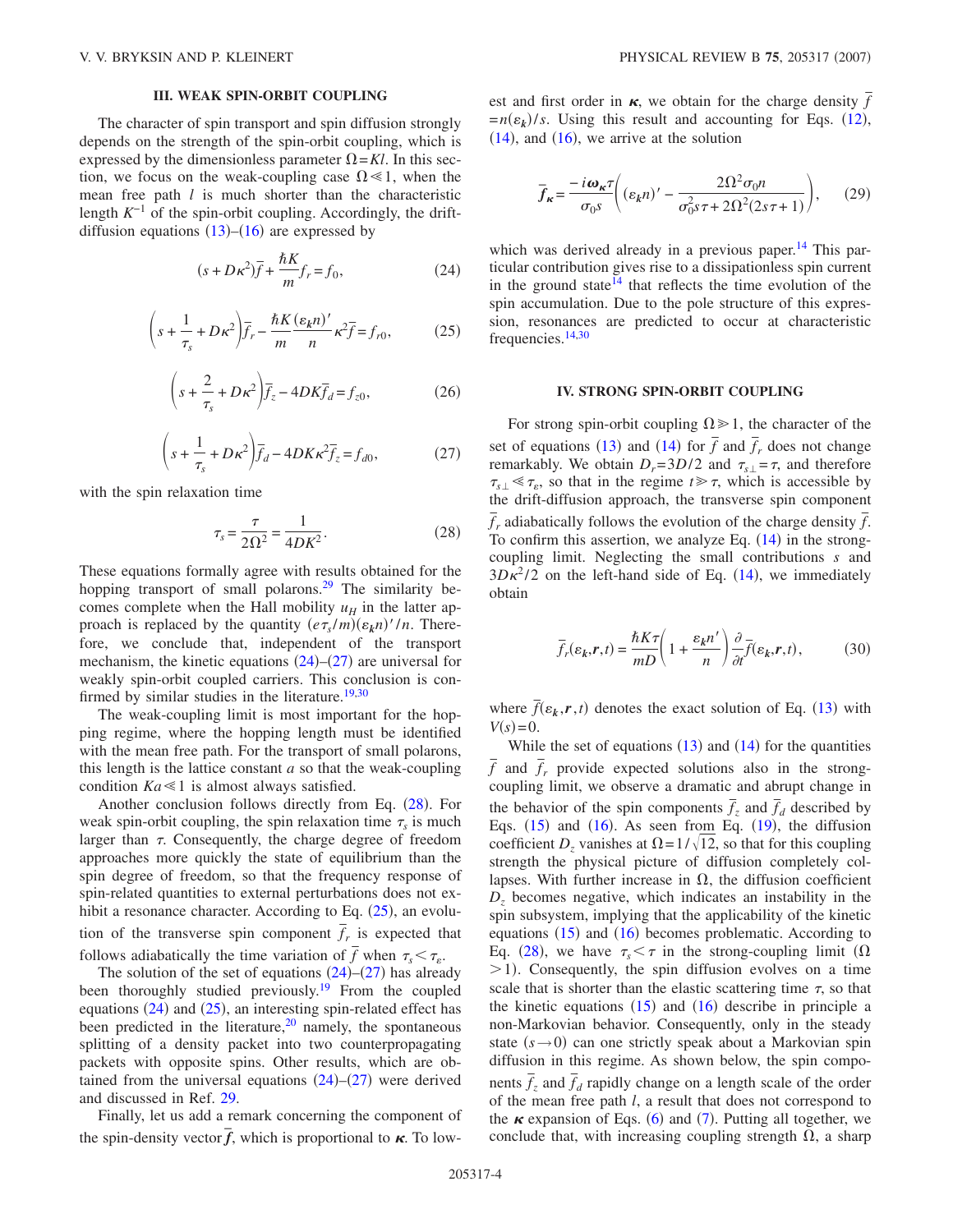## III. WEAK SPIN-ORBIT COUPLING

The character of spin transport and spin diffusion strongly depends on the strength of the spin-orbit coupling, which is expressed by the dimensionless parameter $\Omega = Kl$. In this section, we focus on the weak-coupling case $\Omega \ll 1$, when the mean free path $l$ is much shorter than the characteristic length $K^{-1}$ of the spin-orbit coupling. Accordingly, the drift-diffusion equations (13)–(16) are expressed by

$$(s + D\kappa^2)\overline{f} + \frac{\hbar K}{m} f_r = f_0, \tag{24}$$

$$\left(s + \frac{1}{\tau_s} + D\kappa^2\right)\overline{f}_r - \frac{\hbar K}{m}\frac{(\varepsilon_{\boldsymbol{k}} n)'}{n}\kappa^2 \overline{f} = f_{r0}, \tag{25}$$

$$\left(s + \frac{2}{\tau_s} + D\kappa^2\right)\overline{f}_z - 4DK\overline{f}_d = f_{z0}, \tag{26}$$

$$\left(s + \frac{1}{\tau_s} + D\kappa^2\right)\overline{f}_d - 4DK\kappa^2 \overline{f}_z = f_{d0}, \tag{27}$$

with the spin relaxation time

$$\tau_s = \frac{\tau}{2\Omega^2} = \frac{1}{4DK^2}. \tag{28}$$

These equations formally agree with results obtained for the hopping transport of small polarons.[29] The similarity becomes complete when the Hall mobility $u_H$ in the latter approach is replaced by the quantity $(e\tau_s/m)(\varepsilon_{\boldsymbol{k}} n)'/n$. Therefore, we conclude that, independent of the transport mechanism, the kinetic equations (24)–(27) are universal for weakly spin-orbit coupled carriers. This conclusion is confirmed by similar studies in the literature.[19,30]

The weak-coupling limit is most important for the hopping regime, where the hopping length must be identified with the mean free path. For the transport of small polarons, this length is the lattice constant $a$ so that the weak-coupling condition $Ka \ll 1$ is almost always satisfied.

Another conclusion follows directly from Eq. (28). For weak spin-orbit coupling, the spin relaxation time $\tau_s$ is much larger than $\tau$. Consequently, the charge degree of freedom approaches more quickly the state of equilibrium than the spin degree of freedom, so that the frequency response of spin-related quantities to external perturbations does not exhibit a resonance character. According to Eq. (25), an evolution of the transverse spin component $\overline{f}_r$ is expected that follows adiabatically the time variation of $\overline{f}$ when $\tau_s < \tau_\varepsilon$.

The solution of the set of equations (24)–(27) has already been thoroughly studied previously.[19] From the coupled equations (24) and (25), an interesting spin-related effect has been predicted in the literature,[20] namely, the spontaneous splitting of a density packet into two counterpropagating packets with opposite spins. Other results, which are obtained from the universal equations (24)–(27) were derived and discussed in Ref. 29.

Finally, let us add a remark concerning the component of the spin-density vector $\overline{\boldsymbol{f}}$, which is proportional to $\boldsymbol{\kappa}$. To lowest and first order in $\boldsymbol{\kappa}$, we obtain for the charge density $\overline{f} = n(\varepsilon_{\boldsymbol{k}})/s$. Using this result and accounting for Eqs. (12), (14), and (16), we arrive at the solution

$$\overline{\boldsymbol{f}}_{\boldsymbol{\kappa}} = \frac{-i\boldsymbol{\omega}_{\boldsymbol{\kappa}}\tau}{\sigma_0 s}\left((\varepsilon_{\boldsymbol{k}} n)' - \frac{2\Omega^2 \sigma_0 n}{\sigma_0^2 s\tau + 2\Omega^2(2s\tau + 1)}\right), \tag{29}$$

which was derived already in a previous paper.[14] This particular contribution gives rise to a dissipationless spin current in the ground state[14] that reflects the time evolution of the spin accumulation. Due to the pole structure of this expression, resonances are predicted to occur at characteristic frequencies.[14,30]

## IV. STRONG SPIN-ORBIT COUPLING

For strong spin-orbit coupling $\Omega \gg 1$, the character of the set of equations (13) and (14) for $\overline{f}$ and $\overline{f}_r$ does not change remarkably. We obtain $D_r = 3D/2$ and $\tau_{s\perp} = \tau$, and therefore $\tau_{s\perp} \ll \tau_\varepsilon$, so that in the regime $t \gg \tau$, which is accessible by the drift-diffusion approach, the transverse spin component $\overline{f}_r$ adiabatically follows the evolution of the charge density $\overline{f}$. To confirm this assertion, we analyze Eq. (14) in the strong-coupling limit. Neglecting the small contributions $s$ and $3D\kappa^2/2$ on the left-hand side of Eq. (14), we immediately obtain

$$\overline{f}_r(\varepsilon_{\boldsymbol{k}}, \boldsymbol{r}, t) = \frac{\hbar K\tau}{mD}\left(1 + \frac{\varepsilon_{\boldsymbol{k}} n'}{n}\right)\frac{\partial}{\partial t}\overline{f}(\varepsilon_{\boldsymbol{k}}, \boldsymbol{r}, t), \tag{30}$$

where $\overline{f}(\varepsilon_{\boldsymbol{k}}, \boldsymbol{r}, t)$ denotes the exact solution of Eq. (13) with $V(s) = 0$.

While the set of equations (13) and (14) for the quantities $\overline{f}$ and $\overline{f}_r$ provide expected solutions also in the strong-coupling limit, we observe a dramatic and abrupt change in the behavior of the spin components $\overline{f}_z$ and $\overline{f}_d$ described by Eqs. (15) and (16). As seen from Eq. (19), the diffusion coefficient $D_z$ vanishes at $\Omega = 1/\sqrt{12}$, so that for this coupling strength the physical picture of diffusion completely collapses. With further increase in $\Omega$, the diffusion coefficient $D_z$ becomes negative, which indicates an instability in the spin subsystem, implying that the applicability of the kinetic equations (15) and (16) becomes problematic. According to Eq. (28), we have $\tau_s < \tau$ in the strong-coupling limit ($\Omega > 1$). Consequently, the spin diffusion evolves on a time scale that is shorter than the elastic scattering time $\tau$, so that the kinetic equations (15) and (16) describe in principle a non-Markovian behavior. Consequently, only in the steady state ($s \to 0$) can one strictly speak about a Markovian spin diffusion in this regime. As shown below, the spin components $\overline{f}_z$ and $\overline{f}_d$ rapidly change on a length scale of the order of the mean free path $l$, a result that does not correspond to the $\boldsymbol{\kappa}$ expansion of Eqs. (6) and (7). Putting all together, we conclude that, with increasing coupling strength $\Omega$, a sharp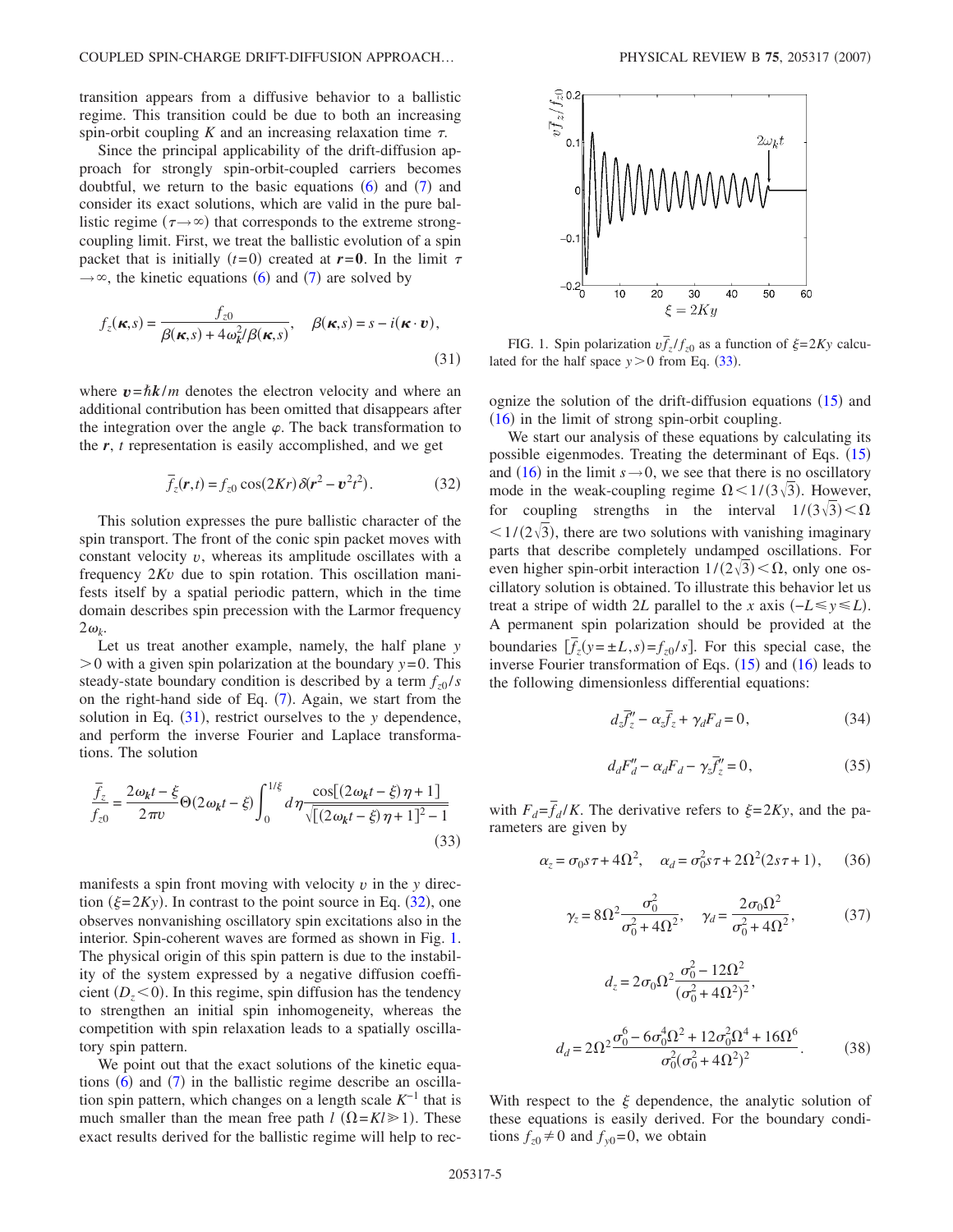transition appears from a diffusive behavior to a ballistic regime. This transition could be due to both an increasing spin-orbit coupling $K$ and an increasing relaxation time $\tau$.

Since the principal applicability of the drift-diffusion approach for strongly spin-orbit-coupled carriers becomes doubtful, we return to the basic equations (6) and (7) and consider its exact solutions, which are valid in the pure ballistic regime ($\tau \to \infty$) that corresponds to the extreme strong-coupling limit. First, we treat the ballistic evolution of a spin packet that is initially ($t=0$) created at $\boldsymbol{r}=\boldsymbol{0}$. In the limit $\tau \to \infty$, the kinetic equations (6) and (7) are solved by

$$f_z(\boldsymbol{\kappa},s) = \frac{f_{z0}}{\beta(\boldsymbol{\kappa},s) + 4\omega_{\boldsymbol{k}}^2/\beta(\boldsymbol{\kappa},s)}, \quad \beta(\boldsymbol{\kappa},s) = s - i(\boldsymbol{\kappa}\cdot\boldsymbol{v}), \tag{31}$$

where $\boldsymbol{v}=\hbar\boldsymbol{k}/m$ denotes the electron velocity and where an additional contribution has been omitted that disappears after the integration over the angle $\varphi$. The back transformation to the $\boldsymbol{r}$, $t$ representation is easily accomplished, and we get

$$\bar{f}_z(\boldsymbol{r},t) = f_{z0}\cos(2Kr)\,\delta(\boldsymbol{r}^2 - \boldsymbol{v}^2 t^2). \tag{32}$$

This solution expresses the pure ballistic character of the spin transport. The front of the conic spin packet moves with constant velocity $v$, whereas its amplitude oscillates with a frequency $2Kv$ due to spin rotation. This oscillation manifests itself by a spatial periodic pattern, which in the time domain describes spin precession with the Larmor frequency $2\omega_k$.

Let us treat another example, namely, the half plane $y>0$ with a given spin polarization at the boundary $y=0$. This steady-state boundary condition is described by a term $f_{z0}/s$ on the right-hand side of Eq. (7). Again, we start from the solution in Eq. (31), restrict ourselves to the $y$ dependence, and perform the inverse Fourier and Laplace transformations. The solution

$$\frac{\bar{f}_z}{f_{z0}} = \frac{2\omega_{\boldsymbol{k}}t - \xi}{2\pi v}\Theta(2\omega_{\boldsymbol{k}}t - \xi)\int_0^{1/\xi} d\eta \frac{\cos[(2\omega_{\boldsymbol{k}}t - \xi)\eta + 1]}{\sqrt{[(2\omega_{\boldsymbol{k}}t - \xi)\eta + 1]^2 - 1}} \tag{33}$$

manifests a spin front moving with velocity $v$ in the $y$ direction ($\xi=2Ky$). In contrast to the point source in Eq. (32), one observes nonvanishing oscillatory spin excitations also in the interior. Spin-coherent waves are formed as shown in Fig. 1. The physical origin of this spin pattern is due to the instability of the system expressed by a negative diffusion coefficient ($D_z<0$). In this regime, spin diffusion has the tendency to strengthen an initial spin inhomogeneity, whereas the competition with spin relaxation leads to a spatially oscillatory spin pattern.

We point out that the exact solutions of the kinetic equations (6) and (7) in the ballistic regime describe an oscillation spin pattern, which changes on a length scale $K^{-1}$ that is much smaller than the mean free path $l$ ($\Omega = Kl \gg 1$). These exact results derived for the ballistic regime will help to recognize the solution of the drift-diffusion equations (15) and (16) in the limit of strong spin-orbit coupling.

FIG. 1. Spin polarization $v\bar{f}_z/f_{z0}$ as a function of $\xi=2Ky$ calculated for the half space $y>0$ from Eq. (33).

We start our analysis of these equations by calculating its possible eigenmodes. Treating the determinant of Eqs. (15) and (16) in the limit $s\to 0$, we see that there is no oscillatory mode in the weak-coupling regime $\Omega < 1/(3\sqrt{3})$. However, for coupling strengths in the interval $1/(3\sqrt{3}) < \Omega < 1/(2\sqrt{3})$, there are two solutions with vanishing imaginary parts that describe completely undamped oscillations. For even higher spin-orbit interaction $1/(2\sqrt{3}) < \Omega$, only one oscillatory solution is obtained. To illustrate this behavior let us treat a stripe of width $2L$ parallel to the $x$ axis ($-L \leq y \leq L$). A permanent spin polarization should be provided at the boundaries $[\bar{f}_z(y=\pm L, s) = f_{z0}/s]$. For this special case, the inverse Fourier transformation of Eqs. (15) and (16) leads to the following dimensionless differential equations:

$$d_z\bar{f}_z'' - \alpha_z\bar{f}_z + \gamma_d F_d = 0, \tag{34}$$

$$d_d F_d'' - \alpha_d F_d - \gamma_z\bar{f}_z'' = 0, \tag{35}$$

with $F_d=\bar{f}_d/K$. The derivative refers to $\xi=2Ky$, and the parameters are given by

$$\alpha_z = \sigma_0 s\tau + 4\Omega^2, \quad \alpha_d = \sigma_0^2 s\tau + 2\Omega^2(2s\tau+1), \tag{36}$$

$$\gamma_z = 8\Omega^2\frac{\sigma_0^2}{\sigma_0^2+4\Omega^2}, \quad \gamma_d = \frac{2\sigma_0\Omega^2}{\sigma_0^2+4\Omega^2}, \tag{37}$$

$$d_z = 2\sigma_0\Omega^2\frac{\sigma_0^2 - 12\Omega^2}{(\sigma_0^2+4\Omega^2)^2},$$

$$d_d = 2\Omega^2\frac{\sigma_0^6 - 6\sigma_0^4\Omega^2 + 12\sigma_0^2\Omega^4 + 16\Omega^6}{\sigma_0^2(\sigma_0^2+4\Omega^2)^2}. \tag{38}$$

With respect to the $\xi$ dependence, the analytic solution of these equations is easily derived. For the boundary conditions $f_{z0}\neq 0$ and $f_{y0}=0$, we obtain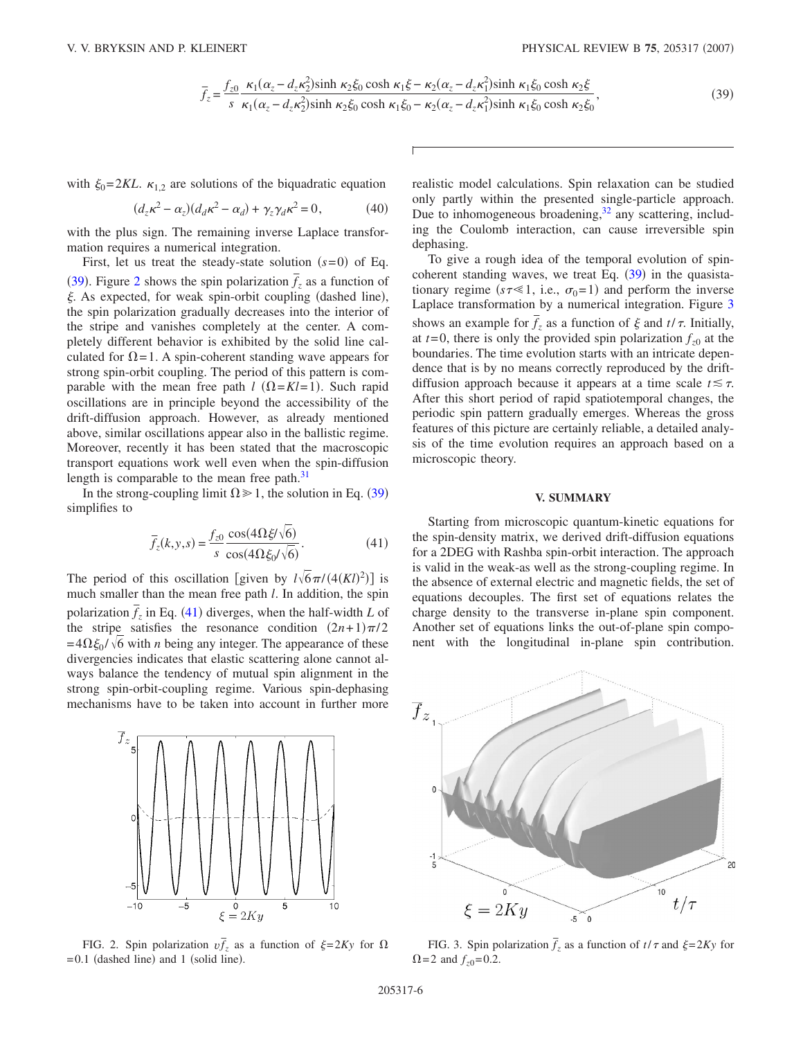$$\bar{f}_z = \frac{f_{z0}}{s} \frac{\kappa_1(\alpha_z - d_z\kappa_2^2)\sinh \kappa_2\xi_0 \cosh \kappa_1\xi - \kappa_2(\alpha_z - d_z\kappa_1^2)\sinh \kappa_1\xi_0 \cosh \kappa_2\xi}{\kappa_1(\alpha_z - d_z\kappa_2^2)\sinh \kappa_2\xi_0 \cosh \kappa_1\xi_0 - \kappa_2(\alpha_z - d_z\kappa_1^2)\sinh \kappa_1\xi_0 \cosh \kappa_2\xi_0}, \tag{39}$$

with $\xi_0 = 2KL$. $\kappa_{1,2}$ are solutions of the biquadratic equation

$$(d_z\kappa^2 - \alpha_z)(d_d\kappa^2 - \alpha_d) + \gamma_z\gamma_d\kappa^2 = 0, \tag{40}$$

with the plus sign. The remaining inverse Laplace transformation requires a numerical integration.

First, let us treat the steady-state solution $(s=0)$ of Eq. (39). Figure 2 shows the spin polarization $\bar{f}_z$ as a function of $\xi$. As expected, for weak spin-orbit coupling (dashed line), the spin polarization gradually decreases into the interior of the stripe and vanishes completely at the center. A completely different behavior is exhibited by the solid line calculated for $\Omega=1$. A spin-coherent standing wave appears for strong spin-orbit coupling. The period of this pattern is comparable with the mean free path $l$ $(\Omega = Kl = 1)$. Such rapid oscillations are in principle beyond the accessibility of the drift-diffusion approach. However, as already mentioned above, similar oscillations appear also in the ballistic regime. Moreover, recently it has been stated that the macroscopic transport equations work well even when the spin-diffusion length is comparable to the mean free path.[31]

In the strong-coupling limit $\Omega \gg 1$, the solution in Eq. (39) simplifies to

$$\bar{f}_z(k,y,s) = \frac{f_{z0}}{s} \frac{\cos(4\Omega\xi/\sqrt{6})}{\cos(4\Omega\xi_0/\sqrt{6})}. \tag{41}$$

The period of this oscillation [given by $l\sqrt{6}\pi/(4(Kl)^2)$] is much smaller than the mean free path $l$. In addition, the spin polarization $\bar{f}_z$ in Eq. (41) diverges, when the half-width $L$ of the stripe satisfies the resonance condition $(2n+1)\pi/2 = 4\Omega\xi_0/\sqrt{6}$ with $n$ being any integer. The appearance of these divergencies indicates that elastic scattering alone cannot always balance the tendency of mutual spin alignment in the strong spin-orbit-coupling regime. Various spin-dephasing mechanisms have to be taken into account in further more realistic model calculations. Spin relaxation can be studied only partly within the presented single-particle approach. Due to inhomogeneous broadening,[32] any scattering, including the Coulomb interaction, can cause irreversible spin dephasing.

FIG. 2. Spin polarization $v\bar{f}_z$ as a function of $\xi = 2Ky$ for $\Omega = 0.1$ (dashed line) and 1 (solid line).

To give a rough idea of the temporal evolution of spin-coherent standing waves, we treat Eq. (39) in the quasistationary regime ($s\tau \ll 1$, i.e., $\sigma_0 = 1$) and perform the inverse Laplace transformation by a numerical integration. Figure 3 shows an example for $\bar{f}_z$ as a function of $\xi$ and $t/\tau$. Initially, at $t=0$, there is only the provided spin polarization $f_{z0}$ at the boundaries. The time evolution starts with an intricate dependence that is by no means correctly reproduced by the drift-diffusion approach because it appears at a time scale $t \lesssim \tau$. After this short period of rapid spatiotemporal changes, the periodic spin pattern gradually emerges. Whereas the gross features of this picture are certainly reliable, a detailed analysis of the time evolution requires an approach based on a microscopic theory.

## V. SUMMARY

Starting from microscopic quantum-kinetic equations for the spin-density matrix, we derived drift-diffusion equations for a 2DEG with Rashba spin-orbit interaction. The approach is valid in the weak-as well as the strong-coupling regime. In the absence of external electric and magnetic fields, the set of equations decouples. The first set of equations relates the charge density to the transverse in-plane spin component. Another set of equations links the out-of-plane spin component with the longitudinal in-plane spin contribution.

FIG. 3. Spin polarization $\bar{f}_z$ as a function of $t/\tau$ and $\xi = 2Ky$ for $\Omega = 2$ and $f_{z0} = 0.2$.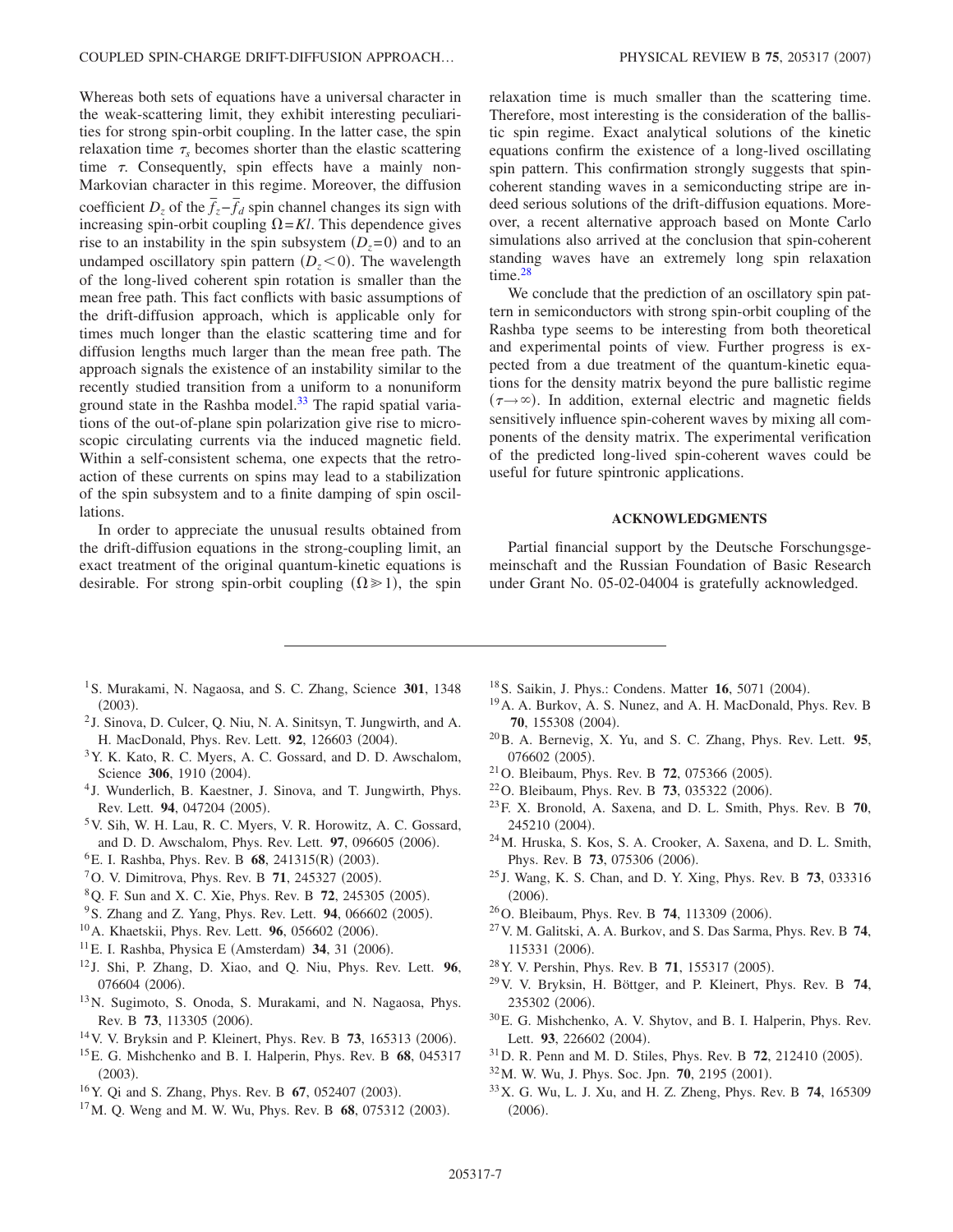Whereas both sets of equations have a universal character in the weak-scattering limit, they exhibit interesting peculiarities for strong spin-orbit coupling. In the latter case, the spin relaxation time $\tau_s$ becomes shorter than the elastic scattering time $\tau$. Consequently, spin effects have a mainly non-Markovian character in this regime. Moreover, the diffusion coefficient $D_z$ of the $\bar{f}_z - \bar{f}_d$ spin channel changes its sign with increasing spin-orbit coupling $\Omega = Kl$. This dependence gives rise to an instability in the spin subsystem ($D_z = 0$) and to an undamped oscillatory spin pattern ($D_z < 0$). The wavelength of the long-lived coherent spin rotation is smaller than the mean free path. This fact conflicts with basic assumptions of the drift-diffusion approach, which is applicable only for times much longer than the elastic scattering time and for diffusion lengths much larger than the mean free path. The approach signals the existence of an instability similar to the recently studied transition from a uniform to a nonuniform ground state in the Rashba model.[33] The rapid spatial variations of the out-of-plane spin polarization give rise to microscopic circulating currents via the induced magnetic field. Within a self-consistent schema, one expects that the retroaction of these currents on spins may lead to a stabilization of the spin subsystem and to a finite damping of spin oscillations.

In order to appreciate the unusual results obtained from the drift-diffusion equations in the strong-coupling limit, an exact treatment of the original quantum-kinetic equations is desirable. For strong spin-orbit coupling ($\Omega \gg 1$), the spin relaxation time is much smaller than the scattering time. Therefore, most interesting is the consideration of the ballistic spin regime. Exact analytical solutions of the kinetic equations confirm the existence of a long-lived oscillating spin pattern. This confirmation strongly suggests that spin-coherent standing waves in a semiconducting stripe are indeed serious solutions of the drift-diffusion equations. Moreover, a recent alternative approach based on Monte Carlo simulations also arrived at the conclusion that spin-coherent standing waves have an extremely long spin relaxation time.[28]

We conclude that the prediction of an oscillatory spin pattern in semiconductors with strong spin-orbit coupling of the Rashba type seems to be interesting from both theoretical and experimental points of view. Further progress is expected from a due treatment of the quantum-kinetic equations for the density matrix beyond the pure ballistic regime ($\tau \to \infty$). In addition, external electric and magnetic fields sensitively influence spin-coherent waves by mixing all components of the density matrix. The experimental verification of the predicted long-lived spin-coherent waves could be useful for future spintronic applications.

## ACKNOWLEDGMENTS

Partial financial support by the Deutsche Forschungsgemeinschaft and the Russian Foundation of Basic Research under Grant No. 05-02-04004 is gratefully acknowledged.

---

[1] S. Murakami, N. Nagaosa, and S. C. Zhang, Science **301**, 1348 (2003).

[2] J. Sinova, D. Culcer, Q. Niu, N. A. Sinitsyn, T. Jungwirth, and A. H. MacDonald, Phys. Rev. Lett. **92**, 126603 (2004).

[3] Y. K. Kato, R. C. Myers, A. C. Gossard, and D. D. Awschalom, Science **306**, 1910 (2004).

[4] J. Wunderlich, B. Kaestner, J. Sinova, and T. Jungwirth, Phys. Rev. Lett. **94**, 047204 (2005).

[5] V. Sih, W. H. Lau, R. C. Myers, V. R. Horowitz, A. C. Gossard, and D. D. Awschalom, Phys. Rev. Lett. **97**, 096605 (2006).

[6] E. I. Rashba, Phys. Rev. B **68**, 241315(R) (2003).

[7] O. V. Dimitrova, Phys. Rev. B **71**, 245327 (2005).

[8] Q. F. Sun and X. C. Xie, Phys. Rev. B **72**, 245305 (2005).

[9] S. Zhang and Z. Yang, Phys. Rev. Lett. **94**, 066602 (2005).

[10] A. Khaetskii, Phys. Rev. Lett. **96**, 056602 (2006).

[11] E. I. Rashba, Physica E (Amsterdam) **34**, 31 (2006).

[12] J. Shi, P. Zhang, D. Xiao, and Q. Niu, Phys. Rev. Lett. **96**, 076604 (2006).

[13] N. Sugimoto, S. Onoda, S. Murakami, and N. Nagaosa, Phys. Rev. B **73**, 113305 (2006).

[14] V. V. Bryksin and P. Kleinert, Phys. Rev. B **73**, 165313 (2006).

[15] E. G. Mishchenko and B. I. Halperin, Phys. Rev. B **68**, 045317 (2003).

[16] Y. Qi and S. Zhang, Phys. Rev. B **67**, 052407 (2003).

[17] M. Q. Weng and M. W. Wu, Phys. Rev. B **68**, 075312 (2003).

[18] S. Saikin, J. Phys.: Condens. Matter **16**, 5071 (2004).

[19] A. A. Burkov, A. S. Nunez, and A. H. MacDonald, Phys. Rev. B **70**, 155308 (2004).

[20] B. A. Bernevig, X. Yu, and S. C. Zhang, Phys. Rev. Lett. **95**, 076602 (2005).

[21] O. Bleibaum, Phys. Rev. B **72**, 075366 (2005).

[22] O. Bleibaum, Phys. Rev. B **73**, 035322 (2006).

[23] F. X. Bronold, A. Saxena, and D. L. Smith, Phys. Rev. B **70**, 245210 (2004).

[24] M. Hruska, S. Kos, S. A. Crooker, A. Saxena, and D. L. Smith, Phys. Rev. B **73**, 075306 (2006).

[25] J. Wang, K. S. Chan, and D. Y. Xing, Phys. Rev. B **73**, 033316 (2006).

[26] O. Bleibaum, Phys. Rev. B **74**, 113309 (2006).

[27] V. M. Galitski, A. A. Burkov, and S. Das Sarma, Phys. Rev. B **74**, 115331 (2006).

[28] Y. V. Pershin, Phys. Rev. B **71**, 155317 (2005).

[29] V. V. Bryksin, H. Böttger, and P. Kleinert, Phys. Rev. B **74**, 235302 (2006).

[30] E. G. Mishchenko, A. V. Shytov, and B. I. Halperin, Phys. Rev. Lett. **93**, 226602 (2004).

[31] D. R. Penn and M. D. Stiles, Phys. Rev. B **72**, 212410 (2005).

[32] M. W. Wu, J. Phys. Soc. Jpn. **70**, 2195 (2001).

[33] X. G. Wu, L. J. Xu, and H. Z. Zheng, Phys. Rev. B **74**, 165309 (2006).